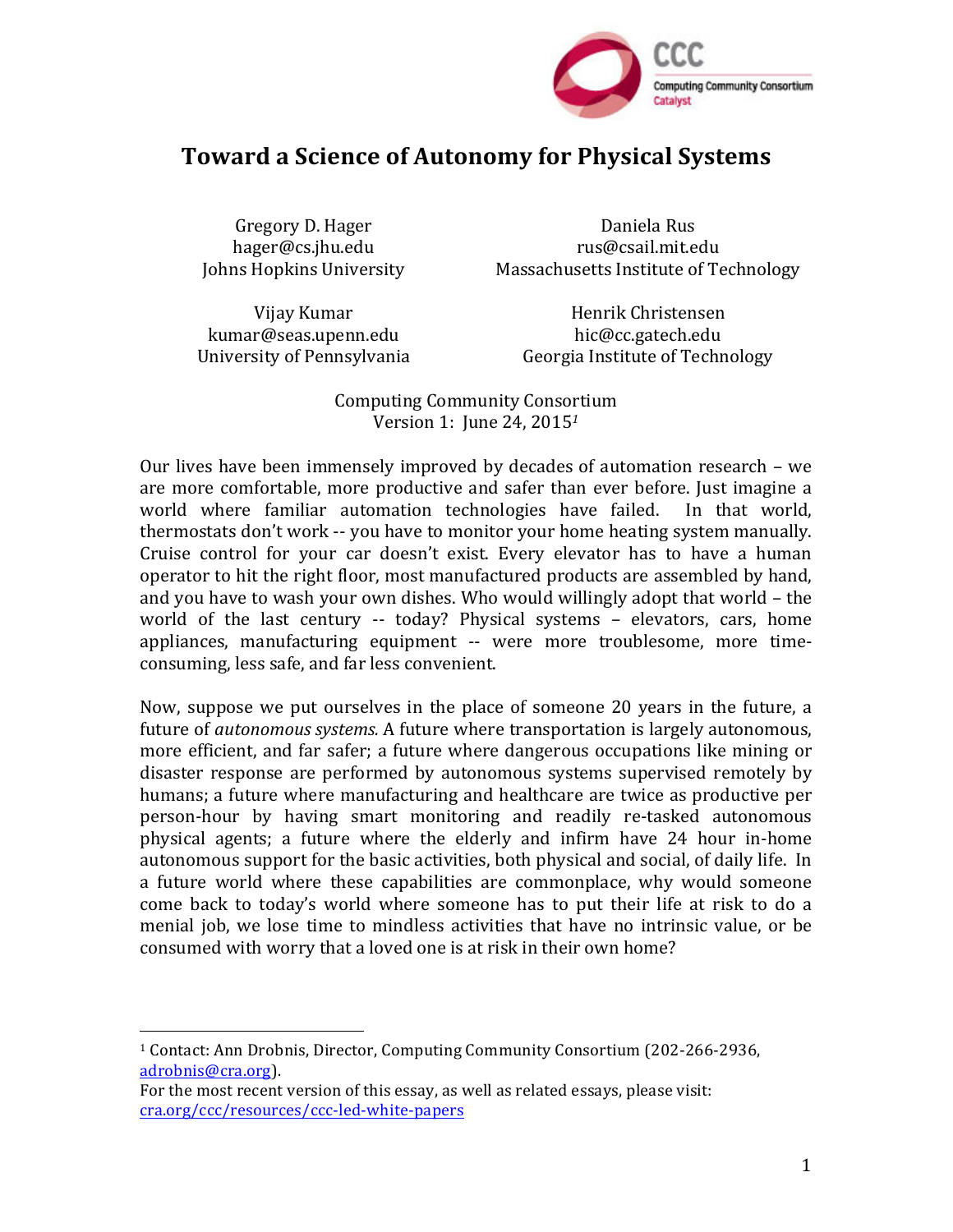# Toward a Science of Autonomy for Physical Systems

Gregory D. Hager
hager@cs.jhu.edu
Johns Hopkins University

Daniela Rus
rus@csail.mit.edu
Massachusetts Institute of Technology

Vijay Kumar
kumar@seas.upenn.edu
University of Pennsylvania

Henrik Christensen
hic@cc.gatech.edu
Georgia Institute of Technology

Computing Community Consortium
Version 1: June 24, 2015[1]

Our lives have been immensely improved by decades of automation research – we are more comfortable, more productive and safer than ever before. Just imagine a world where familiar automation technologies have failed. In that world, thermostats don't work -- you have to monitor your home heating system manually. Cruise control for your car doesn't exist. Every elevator has to have a human operator to hit the right floor, most manufactured products are assembled by hand, and you have to wash your own dishes. Who would willingly adopt that world – the world of the last century -- today? Physical systems – elevators, cars, home appliances, manufacturing equipment -- were more troublesome, more time-consuming, less safe, and far less convenient.

Now, suppose we put ourselves in the place of someone 20 years in the future, a future of *autonomous systems.* A future where transportation is largely autonomous, more efficient, and far safer; a future where dangerous occupations like mining or disaster response are performed by autonomous systems supervised remotely by humans; a future where manufacturing and healthcare are twice as productive per person-hour by having smart monitoring and readily re-tasked autonomous physical agents; a future where the elderly and infirm have 24 hour in-home autonomous support for the basic activities, both physical and social, of daily life. In a future world where these capabilities are commonplace, why would someone come back to today's world where someone has to put their life at risk to do a menial job, we lose time to mindless activities that have no intrinsic value, or be consumed with worry that a loved one is at risk in their own home?

---

[1] Contact: Ann Drobnis, Director, Computing Community Consortium (202-266-2936, adrobnis@cra.org).
For the most recent version of this essay, as well as related essays, please visit: cra.org/ccc/resources/ccc-led-white-papers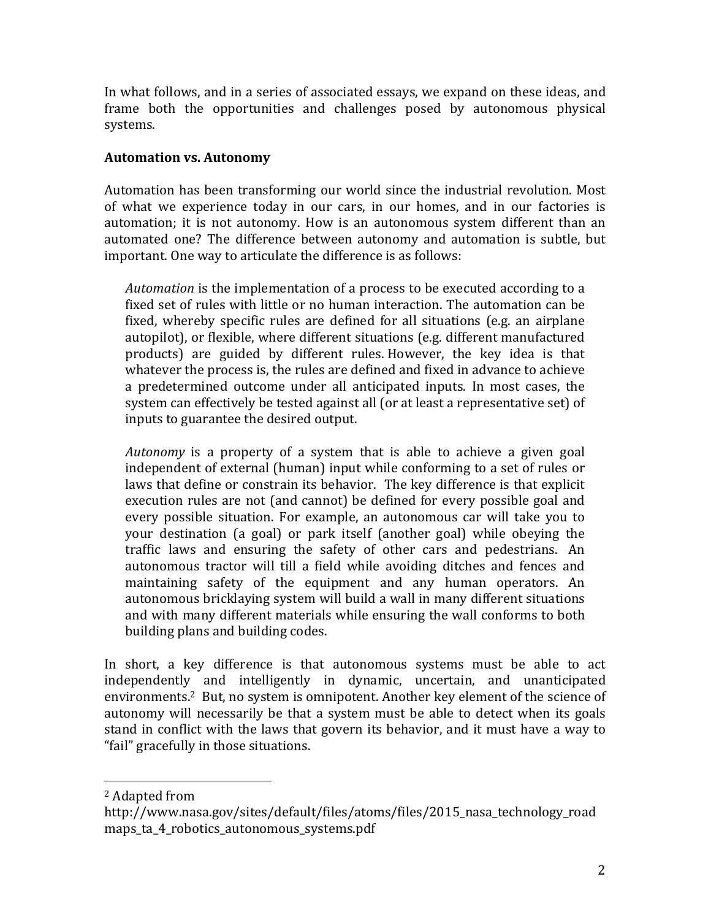In what follows, and in a series of associated essays, we expand on these ideas, and frame both the opportunities and challenges posed by autonomous physical systems.

**Automation vs. Autonomy**

Automation has been transforming our world since the industrial revolution. Most of what we experience today in our cars, in our homes, and in our factories is automation; it is not autonomy. How is an autonomous system different than an automated one? The difference between autonomy and automation is subtle, but important. One way to articulate the difference is as follows:

> *Automation* is the implementation of a process to be executed according to a fixed set of rules with little or no human interaction. The automation can be fixed, whereby specific rules are defined for all situations (e.g. an airplane autopilot), or flexible, where different situations (e.g. different manufactured products) are guided by different rules. However, the key idea is that whatever the process is, the rules are defined and fixed in advance to achieve a predetermined outcome under all anticipated inputs. In most cases, the system can effectively be tested against all (or at least a representative set) of inputs to guarantee the desired output.
>
> *Autonomy* is a property of a system that is able to achieve a given goal independent of external (human) input while conforming to a set of rules or laws that define or constrain its behavior. The key difference is that explicit execution rules are not (and cannot) be defined for every possible goal and every possible situation. For example, an autonomous car will take you to your destination (a goal) or park itself (another goal) while obeying the traffic laws and ensuring the safety of other cars and pedestrians. An autonomous tractor will till a field while avoiding ditches and fences and maintaining safety of the equipment and any human operators. An autonomous bricklaying system will build a wall in many different situations and with many different materials while ensuring the wall conforms to both building plans and building codes.

In short, a key difference is that autonomous systems must be able to act independently and intelligently in dynamic, uncertain, and unanticipated environments.[2] But, no system is omnipotent. Another key element of the science of autonomy will necessarily be that a system must be able to detect when its goals stand in conflict with the laws that govern its behavior, and it must have a way to "fail" gracefully in those situations.

---

[2] Adapted from http://www.nasa.gov/sites/default/files/atoms/files/2015_nasa_technology_roadmaps_ta_4_robotics_autonomous_systems.pdf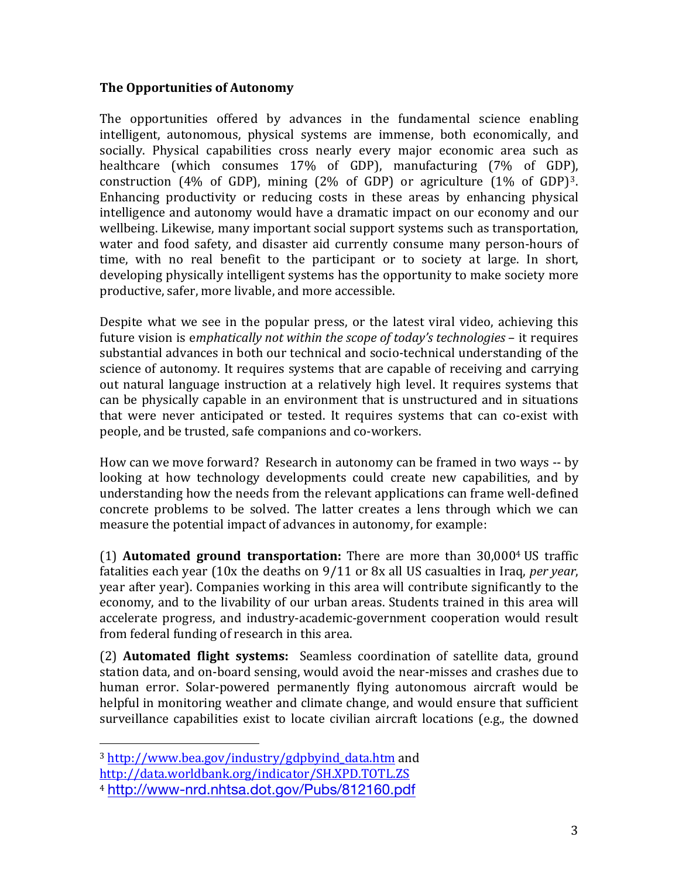**The Opportunities of Autonomy**

The opportunities offered by advances in the fundamental science enabling intelligent, autonomous, physical systems are immense, both economically, and socially. Physical capabilities cross nearly every major economic area such as healthcare (which consumes 17% of GDP), manufacturing (7% of GDP), construction (4% of GDP), mining (2% of GDP) or agriculture (1% of GDP)[3]. Enhancing productivity or reducing costs in these areas by enhancing physical intelligence and autonomy would have a dramatic impact on our economy and our wellbeing. Likewise, many important social support systems such as transportation, water and food safety, and disaster aid currently consume many person-hours of time, with no real benefit to the participant or to society at large. In short, developing physically intelligent systems has the opportunity to make society more productive, safer, more livable, and more accessible.

Despite what we see in the popular press, or the latest viral video, achieving this future vision is e*mphatically not within the scope of today's technologies* – it requires substantial advances in both our technical and socio-technical understanding of the science of autonomy. It requires systems that are capable of receiving and carrying out natural language instruction at a relatively high level. It requires systems that can be physically capable in an environment that is unstructured and in situations that were never anticipated or tested. It requires systems that can co-exist with people, and be trusted, safe companions and co-workers.

How can we move forward? Research in autonomy can be framed in two ways -- by looking at how technology developments could create new capabilities, and by understanding how the needs from the relevant applications can frame well-defined concrete problems to be solved. The latter creates a lens through which we can measure the potential impact of advances in autonomy, for example:

(1) **Automated ground transportation:** There are more than 30,000[4] US traffic fatalities each year (10x the deaths on 9/11 or 8x all US casualties in Iraq, *per year*, year after year). Companies working in this area will contribute significantly to the economy, and to the livability of our urban areas. Students trained in this area will accelerate progress, and industry-academic-government cooperation would result from federal funding of research in this area.

(2) **Automated flight systems:** Seamless coordination of satellite data, ground station data, and on-board sensing, would avoid the near-misses and crashes due to human error. Solar-powered permanently flying autonomous aircraft would be helpful in monitoring weather and climate change, and would ensure that sufficient surveillance capabilities exist to locate civilian aircraft locations (e.g., the downed

---

[3] http://www.bea.gov/industry/gdpbyind_data.htm and http://data.worldbank.org/indicator/SH.XPD.TOTL.ZS

[4] http://www-nrd.nhtsa.dot.gov/Pubs/812160.pdf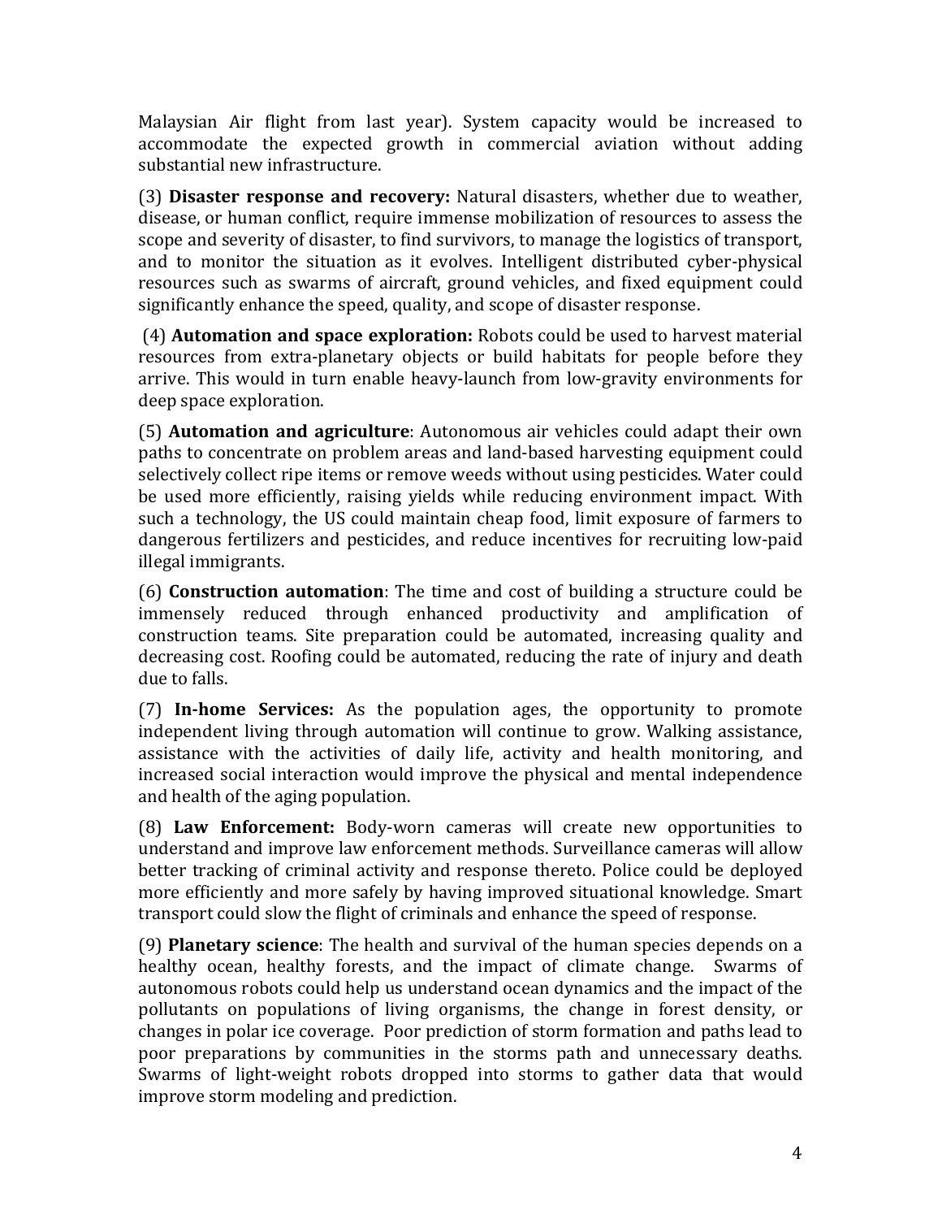Malaysian Air flight from last year). System capacity would be increased to accommodate the expected growth in commercial aviation without adding substantial new infrastructure.

(3) **Disaster response and recovery:** Natural disasters, whether due to weather, disease, or human conflict, require immense mobilization of resources to assess the scope and severity of disaster, to find survivors, to manage the logistics of transport, and to monitor the situation as it evolves. Intelligent distributed cyber-physical resources such as swarms of aircraft, ground vehicles, and fixed equipment could significantly enhance the speed, quality, and scope of disaster response.

(4) **Automation and space exploration:** Robots could be used to harvest material resources from extra-planetary objects or build habitats for people before they arrive. This would in turn enable heavy-launch from low-gravity environments for deep space exploration.

(5) **Automation and agriculture**: Autonomous air vehicles could adapt their own paths to concentrate on problem areas and land-based harvesting equipment could selectively collect ripe items or remove weeds without using pesticides. Water could be used more efficiently, raising yields while reducing environment impact. With such a technology, the US could maintain cheap food, limit exposure of farmers to dangerous fertilizers and pesticides, and reduce incentives for recruiting low-paid illegal immigrants.

(6) **Construction automation**: The time and cost of building a structure could be immensely reduced through enhanced productivity and amplification of construction teams. Site preparation could be automated, increasing quality and decreasing cost. Roofing could be automated, reducing the rate of injury and death due to falls.

(7) **In-home Services:** As the population ages, the opportunity to promote independent living through automation will continue to grow. Walking assistance, assistance with the activities of daily life, activity and health monitoring, and increased social interaction would improve the physical and mental independence and health of the aging population.

(8) **Law Enforcement:** Body-worn cameras will create new opportunities to understand and improve law enforcement methods. Surveillance cameras will allow better tracking of criminal activity and response thereto. Police could be deployed more efficiently and more safely by having improved situational knowledge. Smart transport could slow the flight of criminals and enhance the speed of response.

(9) **Planetary science**: The health and survival of the human species depends on a healthy ocean, healthy forests, and the impact of climate change. Swarms of autonomous robots could help us understand ocean dynamics and the impact of the pollutants on populations of living organisms, the change in forest density, or changes in polar ice coverage. Poor prediction of storm formation and paths lead to poor preparations by communities in the storms path and unnecessary deaths. Swarms of light-weight robots dropped into storms to gather data that would improve storm modeling and prediction.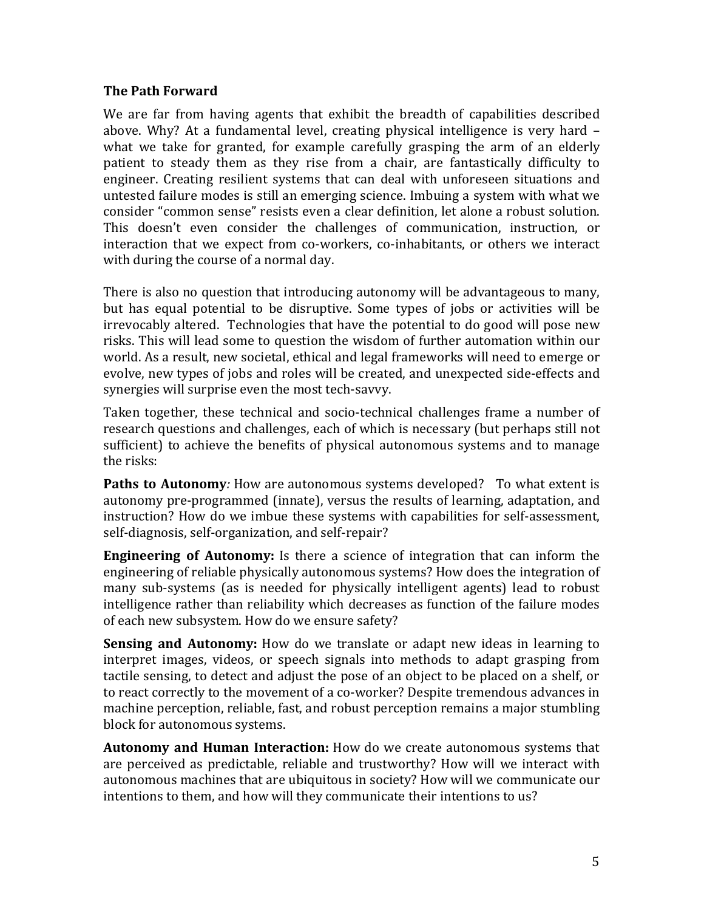## The Path Forward

We are far from having agents that exhibit the breadth of capabilities described above. Why? At a fundamental level, creating physical intelligence is very hard – what we take for granted, for example carefully grasping the arm of an elderly patient to steady them as they rise from a chair, are fantastically difficulty to engineer. Creating resilient systems that can deal with unforeseen situations and untested failure modes is still an emerging science. Imbuing a system with what we consider "common sense" resists even a clear definition, let alone a robust solution. This doesn't even consider the challenges of communication, instruction, or interaction that we expect from co-workers, co-inhabitants, or others we interact with during the course of a normal day.

There is also no question that introducing autonomy will be advantageous to many, but has equal potential to be disruptive. Some types of jobs or activities will be irrevocably altered. Technologies that have the potential to do good will pose new risks. This will lead some to question the wisdom of further automation within our world. As a result, new societal, ethical and legal frameworks will need to emerge or evolve, new types of jobs and roles will be created, and unexpected side-effects and synergies will surprise even the most tech-savvy.

Taken together, these technical and socio-technical challenges frame a number of research questions and challenges, each of which is necessary (but perhaps still not sufficient) to achieve the benefits of physical autonomous systems and to manage the risks:

**Paths to Autonomy***:* How are autonomous systems developed? To what extent is autonomy pre-programmed (innate), versus the results of learning, adaptation, and instruction? How do we imbue these systems with capabilities for self-assessment, self-diagnosis, self-organization, and self-repair?

**Engineering of Autonomy:** Is there a science of integration that can inform the engineering of reliable physically autonomous systems? How does the integration of many sub-systems (as is needed for physically intelligent agents) lead to robust intelligence rather than reliability which decreases as function of the failure modes of each new subsystem. How do we ensure safety?

**Sensing and Autonomy:** How do we translate or adapt new ideas in learning to interpret images, videos, or speech signals into methods to adapt grasping from tactile sensing, to detect and adjust the pose of an object to be placed on a shelf, or to react correctly to the movement of a co-worker? Despite tremendous advances in machine perception, reliable, fast, and robust perception remains a major stumbling block for autonomous systems.

**Autonomy and Human Interaction:** How do we create autonomous systems that are perceived as predictable, reliable and trustworthy? How will we interact with autonomous machines that are ubiquitous in society? How will we communicate our intentions to them, and how will they communicate their intentions to us?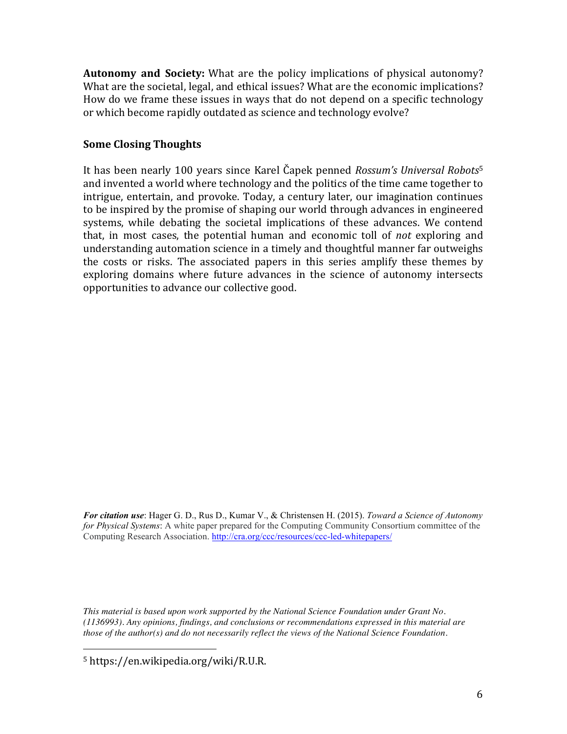**Autonomy and Society:** What are the policy implications of physical autonomy? What are the societal, legal, and ethical issues? What are the economic implications? How do we frame these issues in ways that do not depend on a specific technology or which become rapidly outdated as science and technology evolve?

## Some Closing Thoughts

It has been nearly 100 years since Karel Čapek penned *Rossum's Universal Robots*[5] and invented a world where technology and the politics of the time came together to intrigue, entertain, and provoke. Today, a century later, our imagination continues to be inspired by the promise of shaping our world through advances in engineered systems, while debating the societal implications of these advances. We contend that, in most cases, the potential human and economic toll of *not* exploring and understanding automation science in a timely and thoughtful manner far outweighs the costs or risks. The associated papers in this series amplify these themes by exploring domains where future advances in the science of autonomy intersects opportunities to advance our collective good.

***For citation use***: Hager G. D., Rus D., Kumar V., & Christensen H. (2015). *Toward a Science of Autonomy for Physical Systems*: A white paper prepared for the Computing Community Consortium committee of the Computing Research Association. http://cra.org/ccc/resources/ccc-led-whitepapers/

*This material is based upon work supported by the National Science Foundation under Grant No. (1136993). Any opinions, findings, and conclusions or recommendations expressed in this material are those of the author(s) and do not necessarily reflect the views of the National Science Foundation.*

[5] https://en.wikipedia.org/wiki/R.U.R.